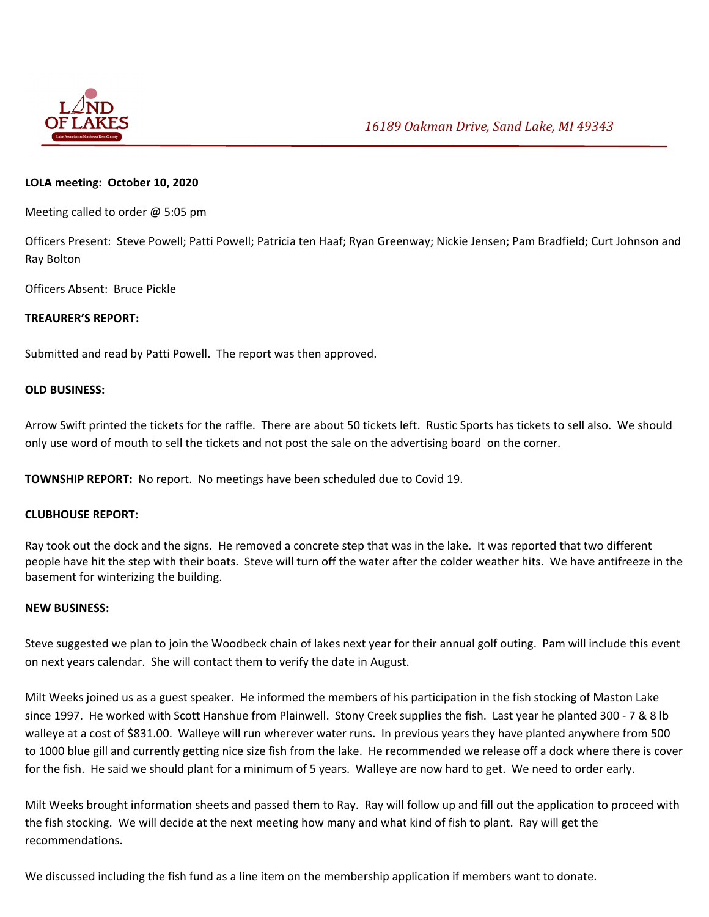LAND OF LAKES

Lake Association Northeast Kent County

*16189 Oakman Drive, Sand Lake, MI 49343*

**LOLA meeting: October 10, 2020**

Meeting called to order @ 5:05 pm

Officers Present: Steve Powell; Patti Powell; Patricia ten Haaf; Ryan Greenway; Nickie Jensen; Pam Bradfield; Curt Johnson and Ray Bolton

Officers Absent: Bruce Pickle

**TREAURER'S REPORT:**

Submitted and read by Patti Powell. The report was then approved.

**OLD BUSINESS:**

Arrow Swift printed the tickets for the raffle. There are about 50 tickets left. Rustic Sports has tickets to sell also. We should only use word of mouth to sell the tickets and not post the sale on the advertising board on the corner.

**TOWNSHIP REPORT:** No report. No meetings have been scheduled due to Covid 19.

**CLUBHOUSE REPORT:**

Ray took out the dock and the signs. He removed a concrete step that was in the lake. It was reported that two different people have hit the step with their boats. Steve will turn off the water after the colder weather hits. We have antifreeze in the basement for winterizing the building.

**NEW BUSINESS:**

Steve suggested we plan to join the Woodbeck chain of lakes next year for their annual golf outing. Pam will include this event on next years calendar. She will contact them to verify the date in August.

Milt Weeks joined us as a guest speaker. He informed the members of his participation in the fish stocking of Maston Lake since 1997. He worked with Scott Hanshue from Plainwell. Stony Creek supplies the fish. Last year he planted 300 - 7 & 8 lb walleye at a cost of $831.00. Walleye will run wherever water runs. In previous years they have planted anywhere from 500 to 1000 blue gill and currently getting nice size fish from the lake. He recommended we release off a dock where there is cover for the fish. He said we should plant for a minimum of 5 years. Walleye are now hard to get. We need to order early.

Milt Weeks brought information sheets and passed them to Ray. Ray will follow up and fill out the application to proceed with the fish stocking. We will decide at the next meeting how many and what kind of fish to plant. Ray will get the recommendations.

We discussed including the fish fund as a line item on the membership application if members want to donate.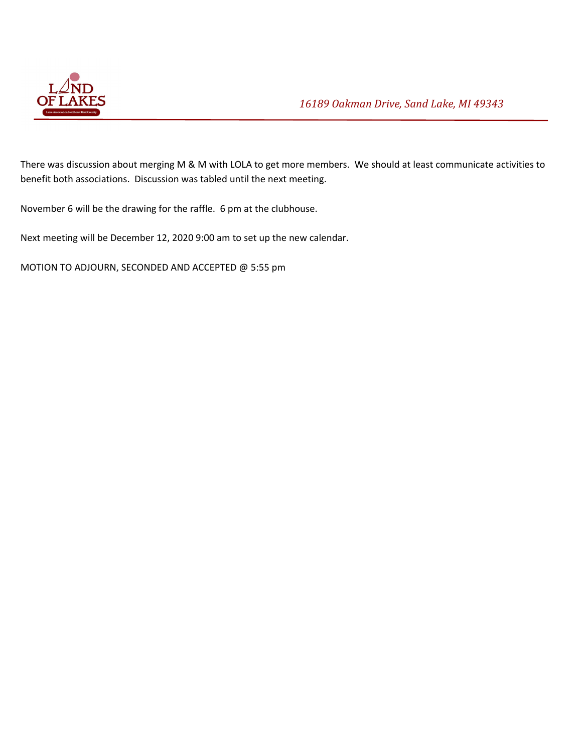There was discussion about merging M & M with LOLA to get more members. We should at least communicate activities to benefit both associations. Discussion was tabled until the next meeting.

November 6 will be the drawing for the raffle. 6 pm at the clubhouse.

Next meeting will be December 12, 2020 9:00 am to set up the new calendar.

MOTION TO ADJOURN, SECONDED AND ACCEPTED @ 5:55 pm